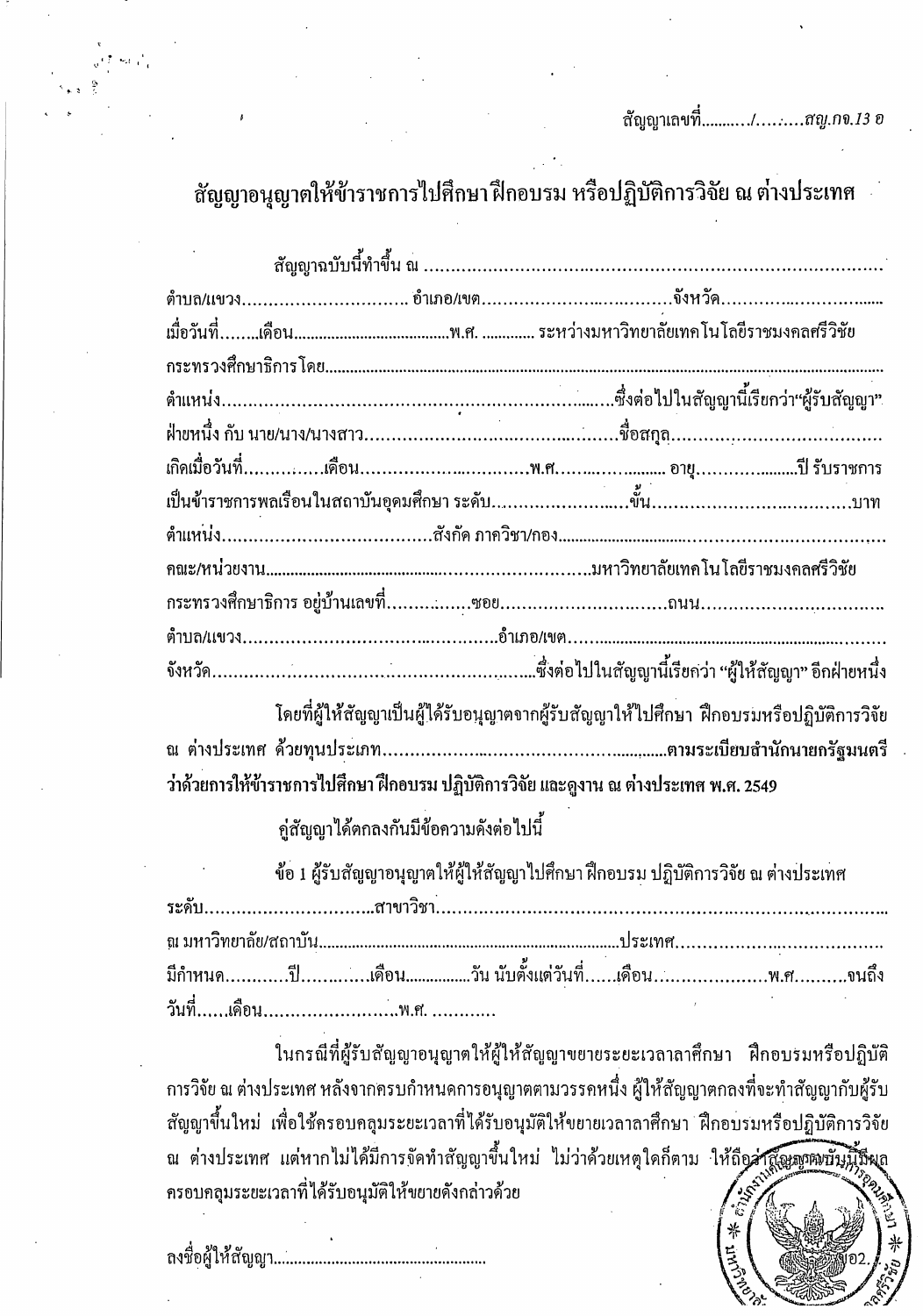สัญญาเลขที่........./.........สญ.กจ.13 อ

# สัญญาอนุญาตให้ข้าราชการไปศึกษา ฝึกอบรม หรือปฏิบัติการวิจัย ณ ต่างประเทศ

สัญญาฉบับนี้ทำขึ้น ณ .......................................................................................

ตำบล/แขวง.............................. อำเภอ/เขต...................................จังหวัด.................................

เมื่อวันที่........เดือน.......................................พ.ศ. ............ ระหว่างมหาวิทยาลัยเทคโนโลยีราชมงคลศรีวิชัย

กระทรวงศึกษาธิการ โดย..........................................................................................................

ตำแหน่ง.......................................................................ซึ่งต่อไปในสัญญานี้เรียกว่า"ผู้รับสัญญา"

ฝ่ายหนึ่ง กับ นาย/นาง/นางสาว.........................................ชื่อสกุล.........................................

เกิดเมื่อวันที่..............เดือน...............................พ.ศ....................... อายุ...................ปี รับราชการ

เป็นข้าราชการพลเรือนในสถาบันอุดมศึกษา ระดับ..........................ขั้น...........................................บาท

ตำแหน่ง.....................................สังกัด ภาควิชา/กอง.............................................................

คณะ/หน่วยงาน..........................................................มหาวิทยาลัยเทคโนโลยีราชมงคลศรีวิชัย

กระทรวงศึกษาธิการ อยู่บ้านเลขที่................ซอย.............................ถนน...............................

ตำบล/แขวง..............................................อำเภอ/เขต............................................................

จังหวัด...........................................................ซึ่งต่อไปในสัญญานี้เรียกว่า "ผู้ให้สัญญา" อีกฝ่ายหนึ่ง

โดยที่ผู้ให้สัญญาเป็นผู้ได้รับอนุญาตจากผู้รับสัญญาให้ไปศึกษา ฝึกอบรมหรือปฏิบัติการวิจัย ณ ต่างประเทศ ด้วยทุนประเภท...............................................ตามระเบียบสำนักนายกรัฐมนตรี **ว่าด้วยการให้ข้าราชการไปศึกษา ฝึกอบรม ปฏิบัติการวิจัย และดูงาน ณ ต่างประเทศ พ.ศ. 2549**

คู่สัญญาได้ตกลงกันมีข้อความดังต่อไปนี้

ข้อ 1 ผู้รับสัญญาอนุญาตให้ผู้ให้สัญญาไปศึกษา ฝึกอบรม ปฏิบัติการวิจัย ณ ต่างประเทศ

ระดับ..............................สาขาวิชา.........................................................................................

ณ มหาวิทยาลัย/สถาบัน.......................................................................ประเทศ...................................

มีกำหนด............ปี............เดือน...............วัน นับตั้งแต่วันที่......เดือน.....................พ.ศ..........จนถึง

วันที่......เดือน..........................พ.ศ. ............

ในกรณีที่ผู้รับสัญญาอนุญาตให้ผู้ให้สัญญาขยายระยะเวลาลาศึกษา ฝึกอบรมหรือปฏิบัติการวิจัย ณ ต่างประเทศ หลังจากครบกำหนดการอนุญาตตามวรรคหนึ่ง ผู้ให้สัญญาตกลงที่จะทำสัญญากับผู้รับสัญญาขึ้นใหม่ เพื่อใช้ครอบคลุมระยะเวลาที่ได้รับอนุมัติให้ขยายเวลาลาศึกษา ฝึกอบรมหรือปฏิบัติการวิจัย ณ ต่างประเทศ แต่หากไม่ได้มีการจัดทำสัญญาขึ้นใหม่ ไม่ว่าด้วยเหตุใดก็ตาม ให้ถือว่าสัญญาฉบับนี้มีผลครอบคลุมระยะเวลาที่ได้รับอนุมัติให้ขยายดังกล่าวด้วย

ลงชื่อผู้ให้สัญญา....................................................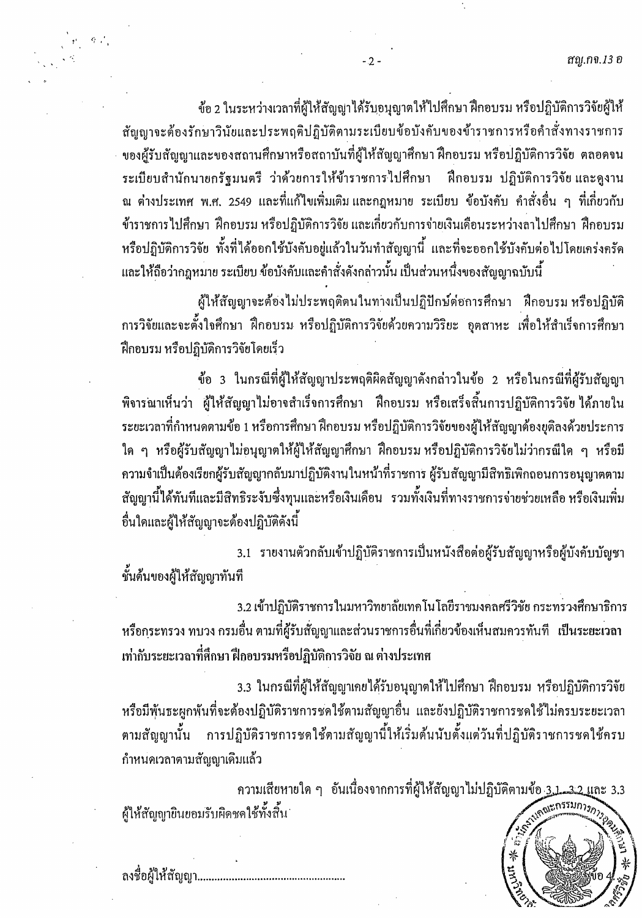ข้อ 2 ในระหว่างเวลาที่ผู้ให้สัญญาได้รับอนุญาตให้ไปศึกษา ฝึกอบรม หรือปฏิบัติการวิจัยผู้ให้สัญญาจะต้องรักษาวินัยและประพฤติปฏิบัติตามระเบียบข้อบังคับของข้าราชการหรือคำสั่งทางราชการของผู้รับสัญญาและของสถานศึกษาหรือสถาบันที่ผู้ให้สัญญาศึกษา ฝึกอบรม หรือปฏิบัติการวิจัย ตลอดจนระเบียบสำนักนายกรัฐมนตรี ว่าด้วยการให้ข้าราชการไปศึกษา ฝึกอบรม ปฏิบัติการวิจัย และดูงาน ณ ต่างประเทศ พ.ศ. 2549 และที่แก้ไขเพิ่มเติม และกฎหมาย ระเบียบ ข้อบังคับ คำสั่งอื่น ๆ ที่เกี่ยวกับข้าราชการไปศึกษา ฝึกอบรม หรือปฏิบัติการวิจัย และเกี่ยวกับการจ่ายเงินเดือนระหว่างลาไปศึกษา ฝึกอบรม หรือปฏิบัติการวิจัย ทั้งที่ได้ออกใช้บังคับอยู่แล้วในวันทำสัญญานี้ และที่จะออกใช้บังคับต่อไปโดยเคร่งครัด และให้ถือว่ากฎหมาย ระเบียบ ข้อบังคับและคำสั่งดังกล่าวนั้น เป็นส่วนหนึ่งของสัญญาฉบับนี้

ผู้ให้สัญญาจะต้องไม่ประพฤติตนในทางเป็นปฏิปักษ์ต่อการศึกษา ฝึกอบรม หรือปฏิบัติการวิจัยและจะตั้งใจศึกษา ฝึกอบรม หรือปฏิบัติการวิจัยด้วยความวิริยะ อุตสาหะ เพื่อให้สำเร็จการศึกษา ฝึกอบรม หรือปฏิบัติการวิจัยโดยเร็ว

ข้อ 3 ในกรณีที่ผู้ให้สัญญาประพฤติผิดสัญญาดังกล่าวในข้อ 2 หรือในกรณีที่ผู้รับสัญญาพิจารณาเห็นว่า ผู้ให้สัญญาไม่อาจสำเร็จการศึกษา ฝึกอบรม หรือเสร็จสิ้นการปฏิบัติการวิจัย ได้ภายในระยะเวลาที่กำหนดตามข้อ 1 หรือการศึกษา ฝึกอบรม หรือปฏิบัติการวิจัยของผู้ให้สัญญาต้องยุติลงด้วยประการใด ๆ หรือผู้รับสัญญาไม่อนุญาตให้ผู้ให้สัญญาศึกษา ฝึกอบรม หรือปฏิบัติการวิจัยไม่ว่ากรณีใด ๆ หรือมีความจำเป็นต้องเรียกผู้รับสัญญากลับมาปฏิบัติงานในหน้าที่ราชการ ผู้รับสัญญามีสิทธิเพิกถอนการอนุญาตตามสัญญานี้ได้ทันทีและมีสิทธิระงับซึ่งทุนและหรือเงินเดือน รวมทั้งเงินที่ทางราชการจ่ายช่วยเหลือ หรือเงินเพิ่มอื่นใดและผู้ให้สัญญาจะต้องปฏิบัติดังนี้

3.1 รายงานตัวกลับเข้าปฏิบัติราชการเป็นหนังสือต่อผู้รับสัญญาหรือผู้บังคับบัญชาขั้นต้นของผู้ให้สัญญาทันที

3.2 เข้าปฏิบัติราชการในมหาวิทยาลัยเทคโนโลยีราชมงคลศรีวิชัย กระทรวงศึกษาธิการ หรือกระทรวง ทบวง กรมอื่น ตามที่ผู้รับสัญญาและส่วนราชการอื่นที่เกี่ยวข้องเห็นสมควรทันที เป็นระยะเวลาเท่ากับระยะเวลาที่ศึกษา ฝึกอบรมหรือปฏิบัติการวิจัย ณ ต่างประเทศ

3.3 ในกรณีที่ผู้ให้สัญญาเคยได้รับอนุญาตให้ไปศึกษา ฝึกอบรม หรือปฏิบัติการวิจัย หรือมีพันธะผูกพันที่จะต้องปฏิบัติราชการชดใช้ตามสัญญาอื่น และยังปฏิบัติราชการชดใช้ไม่ครบระยะเวลาตามสัญญานั้น การปฏิบัติราชการชดใช้ตามสัญญานี้ให้เริ่มต้นนับตั้งแต่วันที่ปฏิบัติราชการชดใช้ครบกำหนดเวลาตามสัญญาเดิมแล้ว

ความเสียหายใด ๆ อันเนื่องจากการที่ผู้ให้สัญญาไม่ปฏิบัติตามข้อ 3.1 3.2 และ 3.3 ผู้ให้สัญญายินยอมรับผิดชดใช้ทั้งสิ้น

ลงชื่อผู้ให้สัญญา..................................................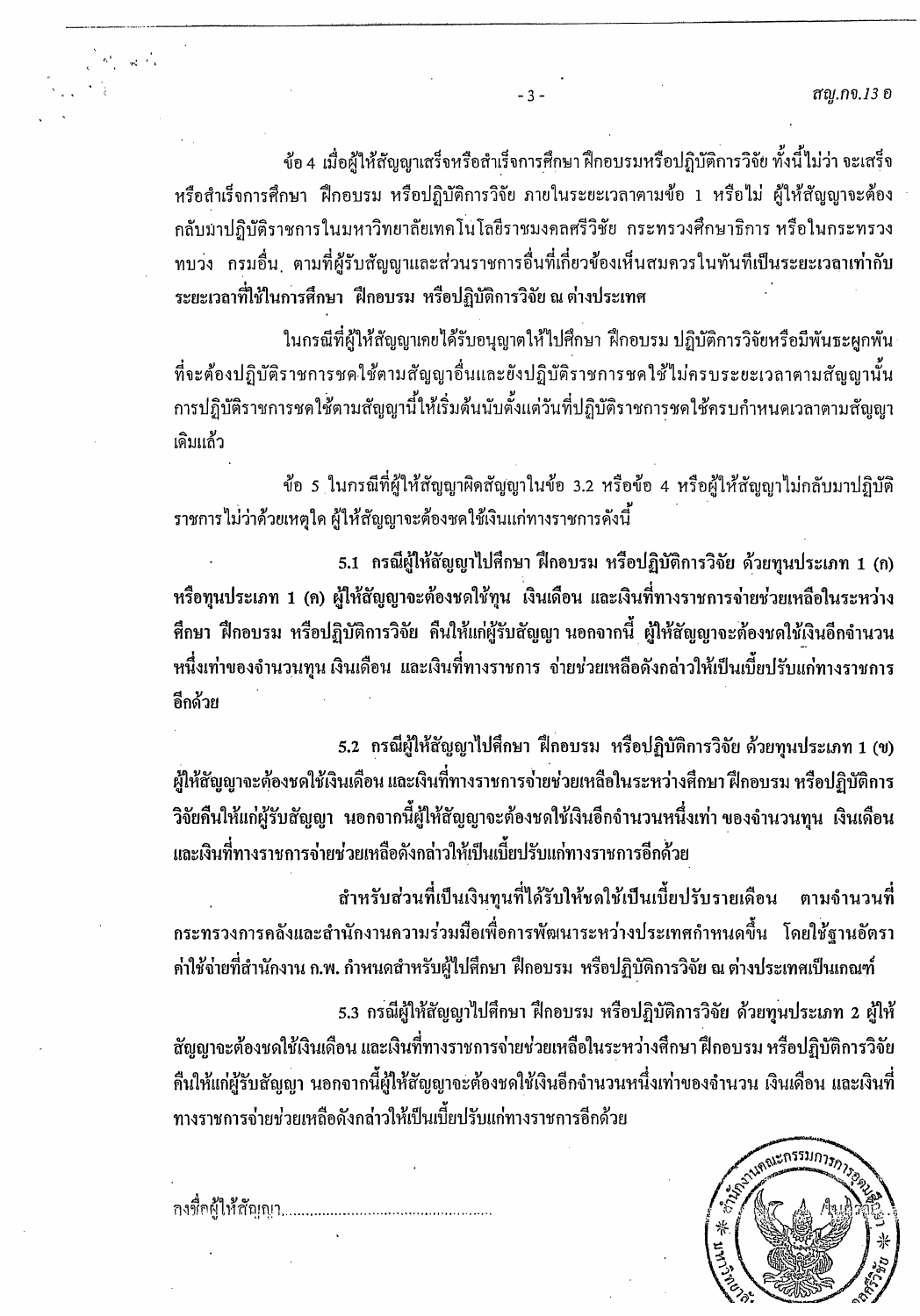ข้อ 4 เมื่อผู้ให้สัญญาเสร็จหรือสำเร็จการศึกษา ฝึกอบรมหรือปฏิบัติการวิจัย ทั้งนี้ไม่ว่า จะเสร็จหรือสำเร็จการศึกษา ฝึกอบรม หรือปฏิบัติการวิจัย ภายในระยะเวลาตามข้อ 1 หรือไม่ ผู้ให้สัญญาจะต้องกลับมาปฏิบัติราชการในมหาวิทยาลัยเทคโนโลยีราชมงคลศรีวิชัย กระทรวงศึกษาธิการ หรือในกระทรวง ทบวง กรมอื่น ตามที่ผู้รับสัญญาและส่วนราชการอื่นที่เกี่ยวข้องเห็นสมควรในทันทีเป็นระยะเวลาเท่ากับ**ระยะเวลาที่ใช้ในการศึกษา ฝึกอบรม หรือปฏิบัติการวิจัย ณ ต่างประเทศ**

ในกรณีที่ผู้ให้สัญญาเคยได้รับอนุญาตให้ไปศึกษา ฝึกอบรม ปฏิบัติการวิจัยหรือมีพันธะผูกพันที่จะต้องปฏิบัติราชการชดใช้ตามสัญญาอื่นและยังปฏิบัติราชการชดใช้ไม่ครบระยะเวลาตามสัญญานั้น การปฏิบัติราชการชดใช้ตามสัญญานี้ให้เริ่มต้นนับตั้งแต่วันที่ปฏิบัติราชการชดใช้ครบกำหนดเวลาตามสัญญาเดิมแล้ว

ข้อ 5 ในกรณีที่ผู้ให้สัญญาผิดสัญญาในข้อ 3.2 หรือข้อ 4 หรือผู้ให้สัญญาไม่กลับมาปฏิบัติราชการไม่ว่าด้วยเหตุใด ผู้ให้สัญญาจะต้องชดใช้เงินแก่ทางราชการดังนี้

**5.1 กรณีผู้ให้สัญญาไปศึกษา ฝึกอบรม หรือปฏิบัติการวิจัย ด้วยทุนประเภท 1 (ก) หรือทุนประเภท 1 (ค) ผู้ให้สัญญาจะต้องชดใช้ทุน เงินเดือน และเงินที่ทางราชการจ่ายช่วยเหลือในระหว่างศึกษา ฝึกอบรม หรือปฏิบัติการวิจัย คืนให้แก่ผู้รับสัญญา นอกจากนี้ ผู้ให้สัญญาจะต้องชดใช้เงินอีกจำนวนหนึ่งเท่าของจำนวนทุน เงินเดือน และเงินที่ทางราชการ จ่ายช่วยเหลือดังกล่าวให้เป็นเบี้ยปรับแก่ทางราชการอีกด้วย**

**5.2 กรณีผู้ให้สัญญาไปศึกษา ฝึกอบรม หรือปฏิบัติการวิจัย ด้วยทุนประเภท 1 (ข) ผู้ให้สัญญาจะต้องชดใช้เงินเดือน และเงินที่ทางราชการจ่ายช่วยเหลือในระหว่างศึกษา ฝึกอบรม หรือปฏิบัติการวิจัยคืนให้แก่ผู้รับสัญญา นอกจากนี้ผู้ให้สัญญาจะต้องชดใช้เงินอีกจำนวนหนึ่งเท่า ของจำนวนทุน เงินเดือน และเงินที่ทางราชการจ่ายช่วยเหลือดังกล่าวให้เป็นเบี้ยปรับแก่ทางราชการอีกด้วย**

**สำหรับส่วนที่เป็นเงินทุนที่ได้รับให้ชดใช้เป็นเบี้ยปรับรายเดือน ตามจำนวนที่กระทรวงการคลังและสำนักงานความร่วมมือเพื่อการพัฒนาระหว่างประเทศกำหนดขึ้น โดยใช้ฐานอัตราค่าใช้จ่ายที่สำนักงาน ก.พ. กำหนดสำหรับผู้ไปศึกษา ฝึกอบรม หรือปฏิบัติการวิจัย ณ ต่างประเทศเป็นเกณฑ์**

5.3 กรณีผู้ให้สัญญาไปศึกษา ฝึกอบรม หรือปฏิบัติการวิจัย ด้วยทุนประเภท 2 ผู้ให้สัญญาจะต้องชดใช้เงินเดือน และเงินที่ทางราชการจ่ายช่วยเหลือในระหว่างศึกษา ฝึกอบรม หรือปฏิบัติการวิจัยคืนให้แก่ผู้รับสัญญา นอกจากนี้ผู้ให้สัญญาจะต้องชดใช้เงินอีกจำนวนหนึ่งเท่าของจำนวน เงินเดือน และเงินที่ทางราชการจ่ายช่วยเหลือดังกล่าวให้เป็นเบี้ยปรับแก่ทางราชการอีกด้วย

ลงชื่อผู้ให้สัญญา..................................................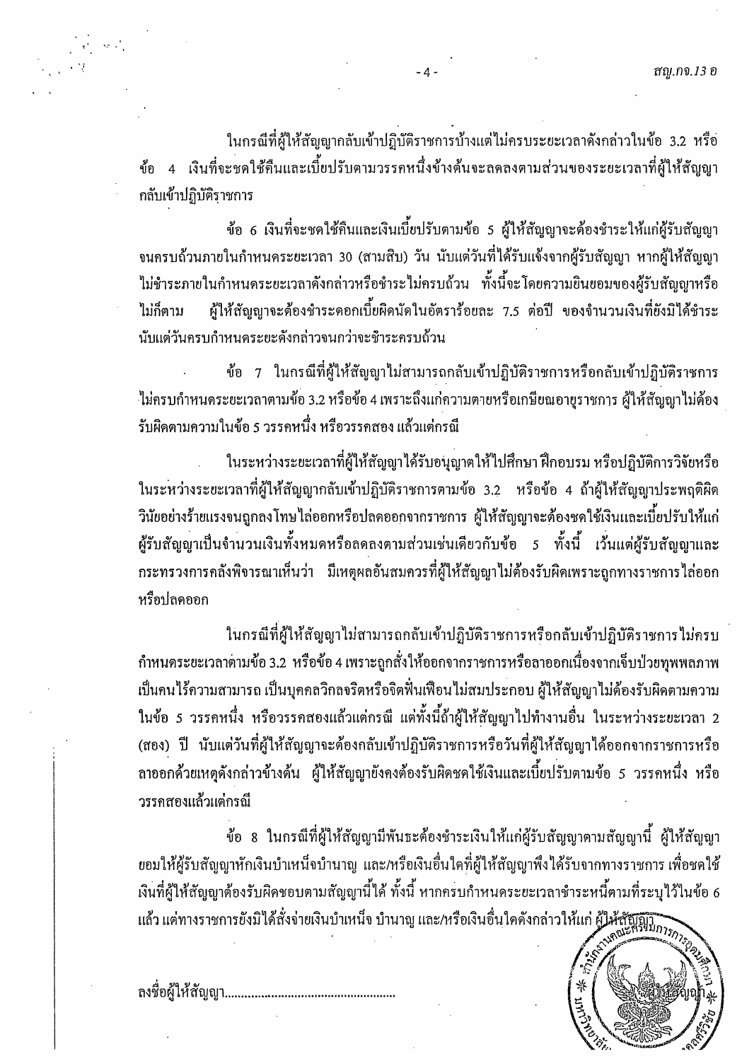ในกรณีที่ผู้ให้สัญญากลับเข้าปฏิบัติราชการบ้างแต่ไม่ครบระยะเวลาดังกล่าวในข้อ 3.2 หรือข้อ 4 เงินที่จะชดใช้คืนและเบี้ยปรับตามวรรคหนึ่งข้างต้นจะลดลงตามส่วนของระยะเวลาที่ผู้ให้สัญญากลับเข้าปฏิบัติราชการ

ข้อ 6 เงินที่จะชดใช้คืนและเงินเบี้ยปรับตามข้อ 5 ผู้ให้สัญญาจะต้องชำระให้แก่ผู้รับสัญญาจนครบถ้วนภายในกำหนดระยะเวลา 30 (สามสิบ) วัน นับแต่วันที่ได้รับแจ้งจากผู้รับสัญญา หากผู้ให้สัญญาไม่ชำระภายในกำหนดระยะเวลาดังกล่าวหรือชำระไม่ครบถ้วน ทั้งนี้จะโดยความยินยอมของผู้รับสัญญาหรือไม่ก็ตาม ผู้ให้สัญญาจะต้องชำระดอกเบี้ยผิดนัดในอัตราร้อยละ 7.5 ต่อปี ของจำนวนเงินที่ยังมิได้ชำระนับแต่วันครบกำหนดระยะดังกล่าวจนกว่าจะชำระครบถ้วน

ข้อ 7 ในกรณีที่ผู้ให้สัญญาไม่สามารถกลับเข้าปฏิบัติราชการหรือกลับเข้าปฏิบัติราชการไม่ครบกำหนดระยะเวลาตามข้อ 3.2 หรือข้อ 4 เพราะถึงแก่ความตายหรือเกษียณอายุราชการ ผู้ให้สัญญาไม่ต้องรับผิดตามความในข้อ 5 วรรคหนึ่ง หรือวรรคสอง แล้วแต่กรณี

ในระหว่างระยะเวลาที่ผู้ให้สัญญาได้รับอนุญาตให้ไปศึกษา ฝึกอบรม หรือปฏิบัติการวิจัยหรือในระหว่างระยะเวลาที่ผู้ให้สัญญากลับเข้าปฏิบัติราชการตามข้อ 3.2 หรือข้อ 4 ถ้าผู้ให้สัญญาประพฤติผิดวินัยอย่างร้ายแรงจนถูกลงโทษไล่ออกหรือปลดออกจากราชการ ผู้ให้สัญญาจะต้องชดใช้เงินและเบี้ยปรับให้แก่ผู้รับสัญญาเป็นจำนวนเงินทั้งหมดหรือลดลงตามส่วนเช่นเดียวกับข้อ 5 ทั้งนี้ เว้นแต่ผู้รับสัญญาและกระทรวงการคลังพิจารณาเห็นว่า มีเหตุผลอันสมควรที่ผู้ให้สัญญาไม่ต้องรับผิดเพราะถูกทางราชการไล่ออกหรือปลดออก

ในกรณีที่ผู้ให้สัญญาไม่สามารถกลับเข้าปฏิบัติราชการหรือกลับเข้าปฏิบัติราชการไม่ครบกำหนดระยะเวลาตามข้อ 3.2 หรือข้อ 4 เพราะถูกสั่งให้ออกจากราชการหรือลาออกเนื่องจากเจ็บป่วยทุพพลภาพเป็นคนไร้ความสามารถ เป็นบุคคลวิกลจริตหรือจิตฟั่นเฟือนไม่สมประกอบ ผู้ให้สัญญาไม่ต้องรับผิดตามความในข้อ 5 วรรคหนึ่ง หรือวรรคสองแล้วแต่กรณี แต่ทั้งนี้ถ้าผู้ให้สัญญาไปทำงานอื่น ในระหว่างระยะเวลา 2 (สอง) ปี นับแต่วันที่ผู้ให้สัญญาจะต้องกลับเข้าปฏิบัติราชการหรือวันที่ผู้ให้สัญญาได้ออกจากราชการหรือลาออกด้วยเหตุดังกล่าวข้างต้น ผู้ให้สัญญายังคงต้องรับผิดชดใช้เงินและเบี้ยปรับตามข้อ 5 วรรคหนึ่ง หรือวรรคสองแล้วแต่กรณี

ข้อ 8 ในกรณีที่ผู้ให้สัญญามีพันธะต้องชำระเงินให้แก่ผู้รับสัญญาตามสัญญานี้ ผู้ให้สัญญายอมให้ผู้รับสัญญาหักเงินบำเหน็จบำนาญ และ/หรือเงินอื่นใดที่ผู้ให้สัญญาพึงได้รับจากทางราชการ เพื่อชดใช้เงินที่ผู้ให้สัญญาต้องรับผิดชอบตามสัญญานี้ได้ ทั้งนี้ หากครบกำหนดระยะเวลาชำระหนี้ตามที่ระบุไว้ในข้อ 6 แล้ว แต่ทางราชการยังมิได้สั่งจ่ายเงินบำเหน็จ บำนาญ และ/หรือเงินอื่นใดดังกล่าวให้แก่ ผู้ให้สัญญา

ลงชื่อผู้ให้สัญญา..................................................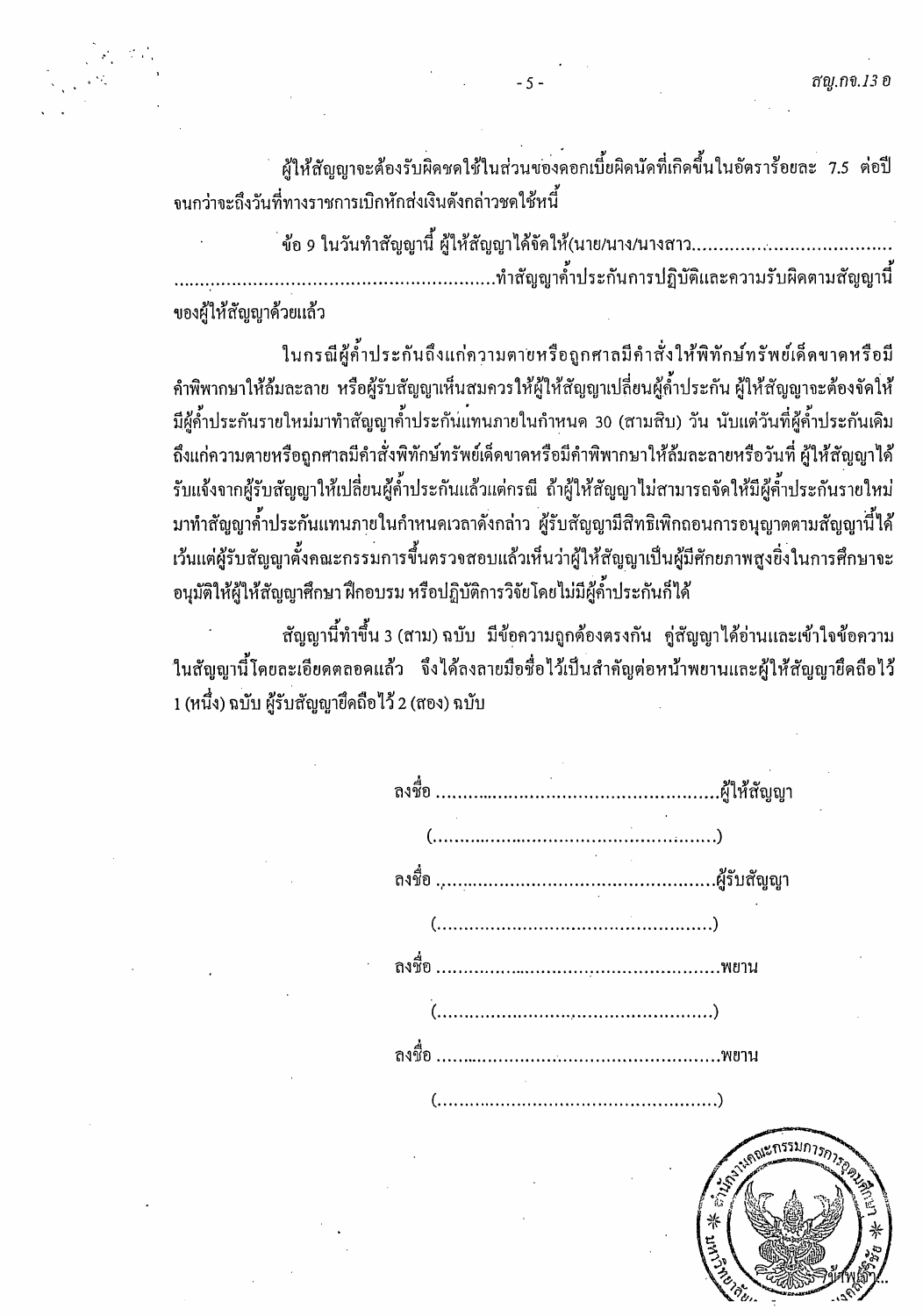ผู้ให้สัญญาจะต้องรับผิดชดใช้ในส่วนของดอกเบี้ยผิดนัดที่เกิดขึ้นในอัตราร้อยละ 7.5 ต่อปี จนกว่าจะถึงวันที่ทางราชการเบิกหักส่งเงินดังกล่าวชดใช้หนี้

ข้อ 9 ในวันทำสัญญานี้ ผู้ให้สัญญาได้จัดให้(นาย/นาง/นางสาว.................................................................................................................ทำสัญญาค้ำประกันการปฏิบัติและความรับผิดตามสัญญานี้ของผู้ให้สัญญาด้วยแล้ว

ในกรณีผู้ค้ำประกันถึงแก่ความตายหรือถูกศาลมีคำสั่งให้พิทักษ์ทรัพย์เด็ดขาดหรือมีคำพิพากษาให้ล้มละลาย หรือผู้รับสัญญาเห็นสมควรให้ผู้ให้สัญญาเปลี่ยนผู้ค้ำประกัน ผู้ให้สัญญาจะต้องจัดให้มีผู้ค้ำประกันรายใหม่มาทำสัญญาค้ำประกันแทนภายในกำหนด 30 (สามสิบ) วัน นับแต่วันที่ผู้ค้ำประกันเดิมถึงแก่ความตายหรือถูกศาลมีคำสั่งพิทักษ์ทรัพย์เด็ดขาดหรือมีคำพิพากษาให้ล้มละลายหรือวันที่ ผู้ให้สัญญาได้รับแจ้งจากผู้รับสัญญาให้เปลี่ยนผู้ค้ำประกันแล้วแต่กรณี ถ้าผู้ให้สัญญาไม่สามารถจัดให้มีผู้ค้ำประกันรายใหม่มาทำสัญญาค้ำประกันแทนภายในกำหนดเวลาดังกล่าว ผู้รับสัญญามีสิทธิเพิกถอนการอนุญาตตามสัญญานี้ได้ เว้นแต่ผู้รับสัญญาตั้งคณะกรรมการขึ้นตรวจสอบแล้วเห็นว่าผู้ให้สัญญาเป็นผู้มีศักยภาพสูงยิ่งในการศึกษาจะอนุมัติให้ผู้ให้สัญญาศึกษา ฝึกอบรม หรือปฏิบัติการวิจัยโดยไม่มีผู้ค้ำประกันก็ได้

สัญญานี้ทำขึ้น 3 (สาม) ฉบับ มีข้อความถูกต้องตรงกัน คู่สัญญาได้อ่านและเข้าใจข้อความในสัญญานี้โดยละเอียดตลอดแล้ว จึงได้ลงลายมือชื่อไว้เป็นสำคัญต่อหน้าพยานและผู้ให้สัญญายึดถือไว้ 1 (หนึ่ง) ฉบับ ผู้รับสัญญายึดถือไว้ 2 (สอง) ฉบับ

ลงชื่อ ..................................................ผู้ให้สัญญา

(..................................................)

ลงชื่อ ..................................................ผู้รับสัญญา

(..................................................)

ลงชื่อ ..................................................พยาน

(..................................................)

ลงชื่อ ..................................................พยาน

(..................................................)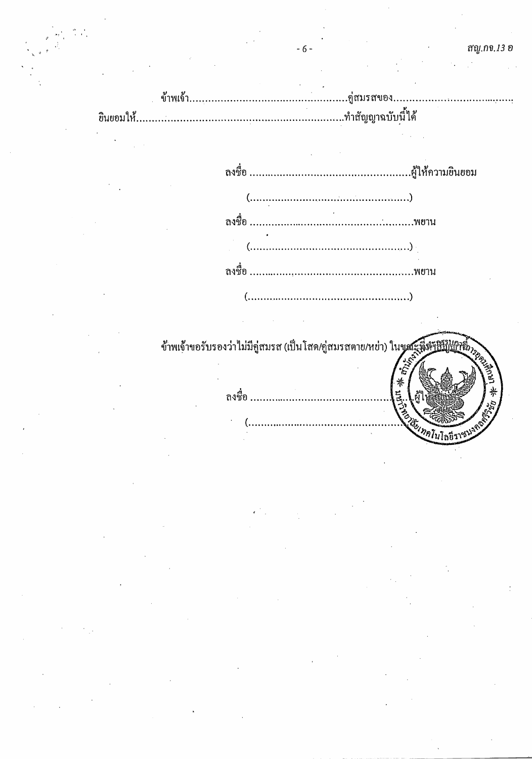ข้าพเจ้า.................................................คู่สมรสของ.......................................
ยินยอมให้...............................................................ทำสัญญาฉบับนี้ได้

ลงชื่อ ..................................................ผู้ให้ความยินยอม

(..................................................)

ลงชื่อ ..................................................พยาน

(..................................................)

ลงชื่อ ..................................................พยาน

(..................................................)

ข้าพเจ้าขอรับรองว่าไม่มีคู่สมรส (เป็นโสด/คู่สมรสตาย/หย่า) ในขณะที่ทำสัญญานี้

ลงชื่อ ..................................................ผู้ให้สัญญา

(..................................................)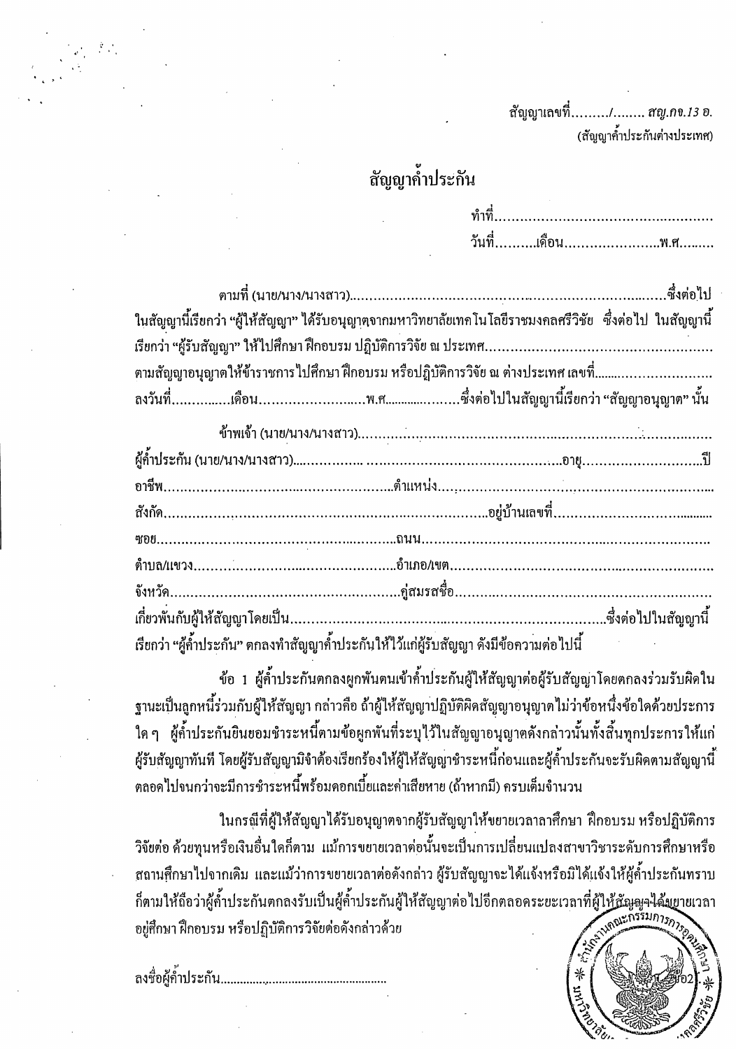สัญญาเลขที่........./........ *สญ.กจ.13 อ.*

(สัญญาค้ำประกันต่างประเทศ)

# สัญญาค้ำประกัน

ทำที่.....................................................

วันที่..........เดือน.......................พ.ศ.........

ตามที่ (นาย/นาง/นางสาว)..........................................................................................ซึ่งต่อไปในสัญญานี้เรียกว่า "ผู้ให้สัญญา" ได้รับอนุญาตจากมหาวิทยาลัยเทคโนโลยีราชมงคลศรีวิชัย ซึ่งต่อไป ในสัญญานี้เรียกว่า "ผู้รับสัญญา" ให้ไปศึกษา ฝึกอบรม ปฏิบัติการวิจัย ณ ประเทศ.......................................................
ตามสัญญาอนุญาตให้ข้าราชการไปศึกษา ฝึกอบรม หรือปฏิบัติการวิจัย ณ ต่างประเทศ เลขที่..............................
ลงวันที่..............เดือน..........................พ.ศ......................ซึ่งต่อไปในสัญญานี้เรียกว่า "สัญญาอนุญาต" นั้น

ข้าพเจ้า (นาย/นาง/นางสาว)..........................................................................................................
ผู้ค้ำประกัน (นาย/นาง/นางสาว)..........................................................................อายุ................................ปี
อาชีพ..........................................................ตำแหน่ง.............................................................................
สังกัด...........................................................................................อยู่บ้านเลขที่.......................................
ซอย..........................................................ถนน...........................................................................
ตำบล/แขวง...............................................อำเภอ/เขต...................................................................
จังหวัด.....................................................คู่สมรสชื่อ........................................................................
เกี่ยวพันกับผู้ให้สัญญาโดยเป็น..........................................................................................ซึ่งต่อไปในสัญญานี้เรียกว่า "ผู้ค้ำประกัน" ตกลงทำสัญญาค้ำประกันให้ไว้แก่ผู้รับสัญญา ดังมีข้อความต่อไปนี้

ข้อ 1 ผู้ค้ำประกันตกลงผูกพันตนเข้าค้ำประกันผู้ให้สัญญาต่อผู้รับสัญญาโดยตกลงร่วมรับผิดในฐานะเป็นลูกหนี้ร่วมกับผู้ให้สัญญา กล่าวคือ ถ้าผู้ให้สัญญาปฏิบัติผิดสัญญาอนุญาตไม่ว่าข้อหนึ่งข้อใดด้วยประการใด ๆ ผู้ค้ำประกันยินยอมชำระหนี้ตามข้อผูกพันที่ระบุไว้ในสัญญาอนุญาตดังกล่าวนั้นทั้งสิ้นทุกประการให้แก่ผู้รับสัญญาทันที โดยผู้รับสัญญามิจำต้องเรียกร้องให้ผู้ให้สัญญาชำระหนี้ก่อนและผู้ค้ำประกันจะรับผิดตามสัญญานี้ตลอดไปจนกว่าจะมีการชำระหนี้พร้อมดอกเบี้ยและค่าเสียหาย (ถ้าหากมี) ครบเต็มจำนวน

ในกรณีที่ผู้ให้สัญญาได้รับอนุญาตจากผู้รับสัญญาให้ขยายเวลาลาศึกษา ฝึกอบรม หรือปฏิบัติการวิจัยต่อ ด้วยทุนหรือเงินอื่นใดก็ตาม แม้การขยายเวลาต่อนั้นจะเป็นการเปลี่ยนแปลงสาขาวิชาระดับการศึกษาหรือสถานศึกษาไปจากเดิม และแม้ว่าการขยายเวลาต่อดังกล่าว ผู้รับสัญญาจะได้แจ้งหรือมิได้แจ้งให้ผู้ค้ำประกันทราบก็ตามให้ถือว่าผู้ค้ำประกันตกลงรับเป็นผู้ค้ำประกันผู้ให้สัญญาต่อไปอีกตลอดระยะเวลาที่ผู้ให้สัญญาได้ขยายเวลาอยู่ศึกษา ฝึกอบรม หรือปฏิบัติการวิจัยต่อดังกล่าวด้วย

ลงชื่อผู้ค้ำประกัน.................................................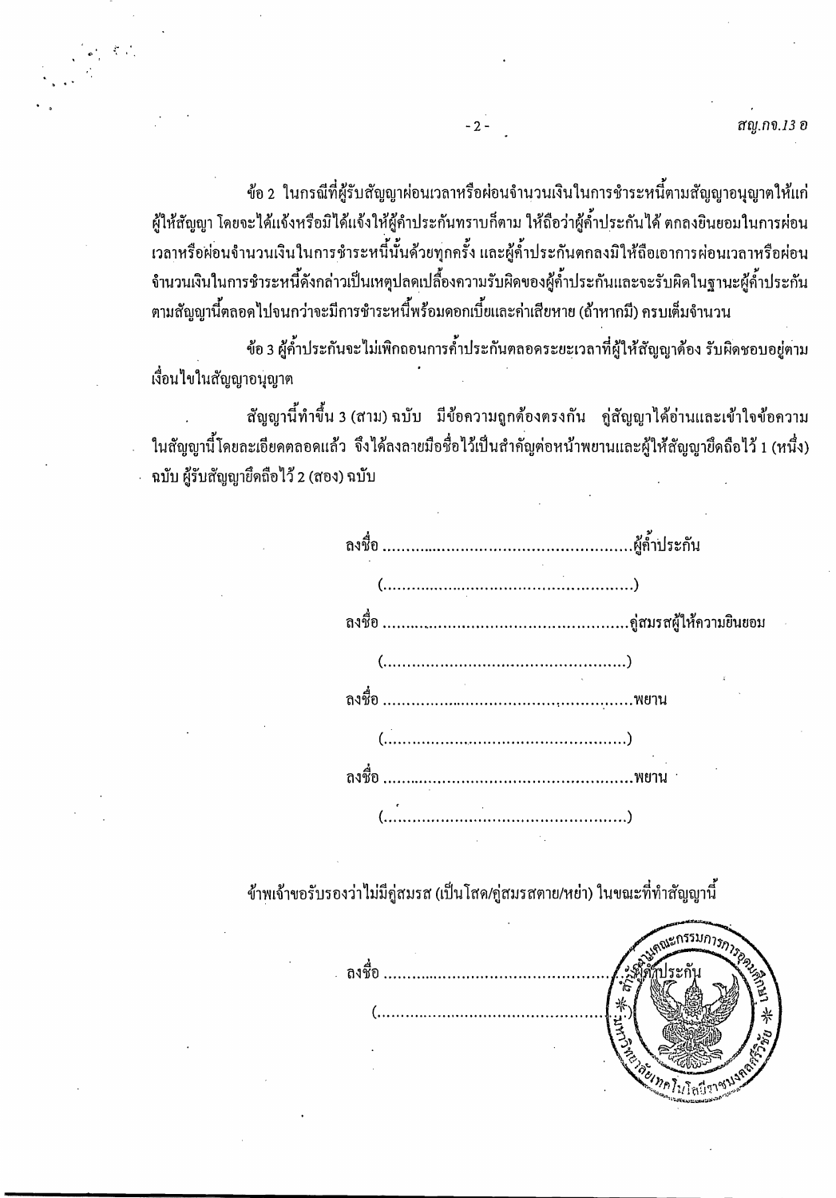ข้อ 2 ในกรณีที่ผู้รับสัญญาผ่อนเวลาหรือผ่อนจำนวนเงินในการชำระหนี้ตามสัญญาอนุญาตให้แก่ผู้ให้สัญญา โดยจะได้แจ้งหรือมิได้แจ้งให้ผู้ค้ำประกันทราบก็ตาม ให้ถือว่าผู้ค้ำประกันได้ ตกลงยินยอมในการผ่อนเวลาหรือผ่อนจำนวนเงินในการชำระหนี้นั้นด้วยทุกครั้ง และผู้ค้ำประกันตกลงมิให้ถือเอาการผ่อนเวลาหรือผ่อนจำนวนเงินในการชำระหนี้ดังกล่าวเป็นเหตุปลดเปลื้องความรับผิดของผู้ค้ำประกันและจะรับผิดในฐานะผู้ค้ำประกันตามสัญญานี้ตลอดไปจนกว่าจะมีการชำระหนี้พร้อมดอกเบี้ยและค่าเสียหาย (ถ้าหากมี) ครบเต็มจำนวน

ข้อ 3 ผู้ค้ำประกันจะไม่เพิกถอนการค้ำประกันตลอดระยะเวลาที่ผู้ให้สัญญาต้อง รับผิดชอบอยู่ตามเงื่อนไขในสัญญาอนุญาต

สัญญานี้ทำขึ้น 3 (สาม) ฉบับ มีข้อความถูกต้องตรงกัน คู่สัญญาได้อ่านและเข้าใจข้อความในสัญญานี้โดยละเอียดตลอดแล้ว จึงได้ลงลายมือชื่อไว้เป็นสำคัญต่อหน้าพยานและผู้ให้สัญญายึดถือไว้ 1 (หนึ่ง) ฉบับ ผู้รับสัญญายึดถือไว้ 2 (สอง) ฉบับ

ลงชื่อ ................................................ผู้ค้ำประกัน

(................................................)

ลงชื่อ ................................................คู่สมรสผู้ให้ความยินยอม

(................................................)

ลงชื่อ ................................................พยาน

(................................................)

ลงชื่อ ................................................พยาน

(................................................)

ข้าพเจ้าขอรับรองว่าไม่มีคู่สมรส (เป็นโสด/คู่สมรสตาย/หย่า) ในขณะที่ทำสัญญานี้

ลงชื่อ ................................................ผู้ค้ำประกัน

(................................................)